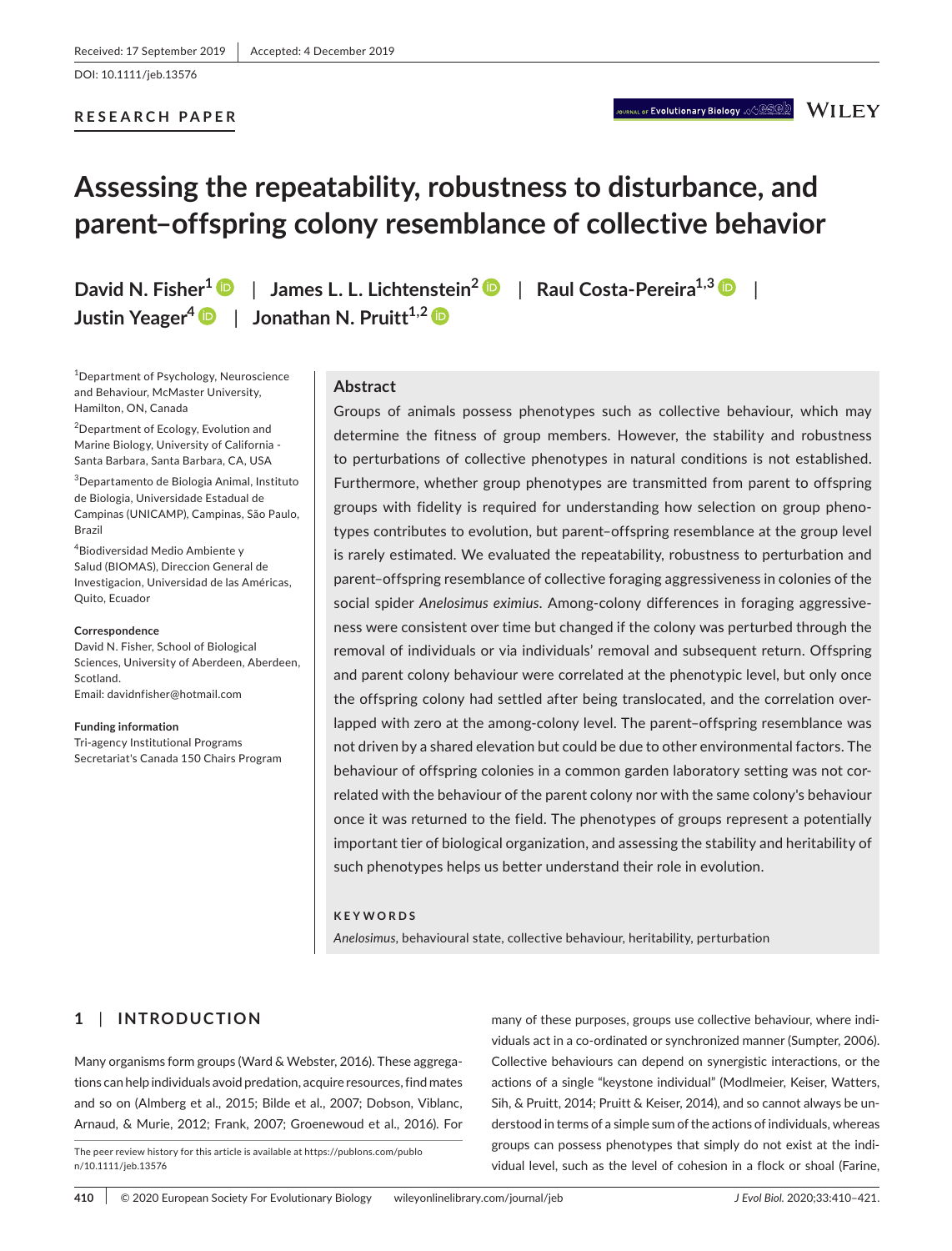Received: 17 September 2019 | Accepted: 4 December 2019

DOI: 10.1111/jeb.13576

**RESEARCH PAPER**

# Assessing the repeatability, robustness to disturbance, and parent–offspring colony resemblance of collective behavior

**David N. Fisher**[1] | **James L. L. Lichtenstein**[2] | **Raul Costa-Pereira**[1,3] | **Justin Yeager**[4] | **Jonathan N. Pruitt**[1,2]

[1]Department of Psychology, Neuroscience and Behaviour, McMaster University, Hamilton, ON, Canada

[2]Department of Ecology, Evolution and Marine Biology, University of California - Santa Barbara, Santa Barbara, CA, USA

[3]Departamento de Biologia Animal, Instituto de Biologia, Universidade Estadual de Campinas (UNICAMP), Campinas, São Paulo, Brazil

[4]Biodiversidad Medio Ambiente y Salud (BIOMAS), Direccion General de Investigacion, Universidad de las Américas, Quito, Ecuador

**Correspondence**
David N. Fisher, School of Biological Sciences, University of Aberdeen, Aberdeen, Scotland.
Email: davidnfisher@hotmail.com

**Funding information**
Tri-agency Institutional Programs Secretariat's Canada 150 Chairs Program

## Abstract

Groups of animals possess phenotypes such as collective behaviour, which may determine the fitness of group members. However, the stability and robustness to perturbations of collective phenotypes in natural conditions is not established. Furthermore, whether group phenotypes are transmitted from parent to offspring groups with fidelity is required for understanding how selection on group phenotypes contributes to evolution, but parent–offspring resemblance at the group level is rarely estimated. We evaluated the repeatability, robustness to perturbation and parent–offspring resemblance of collective foraging aggressiveness in colonies of the social spider *Anelosimus eximius*. Among-colony differences in foraging aggressiveness were consistent over time but changed if the colony was perturbed through the removal of individuals or via individuals' removal and subsequent return. Offspring and parent colony behaviour were correlated at the phenotypic level, but only once the offspring colony had settled after being translocated, and the correlation overlapped with zero at the among-colony level. The parent–offspring resemblance was not driven by a shared elevation but could be due to other environmental factors. The behaviour of offspring colonies in a common garden laboratory setting was not correlated with the behaviour of the parent colony nor with the same colony's behaviour once it was returned to the field. The phenotypes of groups represent a potentially important tier of biological organization, and assessing the stability and heritability of such phenotypes helps us better understand their role in evolution.

**KEYWORDS**

*Anelosimus*, behavioural state, collective behaviour, heritability, perturbation

## 1 | INTRODUCTION

Many organisms form groups (Ward & Webster, 2016). These aggregations can help individuals avoid predation, acquire resources, find mates and so on (Almberg et al., 2015; Bilde et al., 2007; Dobson, Viblanc, Arnaud, & Murie, 2012; Frank, 2007; Groenewoud et al., 2016). For many of these purposes, groups use collective behaviour, where individuals act in a co-ordinated or synchronized manner (Sumpter, 2006). Collective behaviours can depend on synergistic interactions, or the actions of a single "keystone individual" (Modlmeier, Keiser, Watters, Sih, & Pruitt, 2014; Pruitt & Keiser, 2014), and so cannot always be understood in terms of a simple sum of the actions of individuals, whereas groups can possess phenotypes that simply do not exist at the individual level, such as the level of cohesion in a flock or shoal (Farine,

The peer review history for this article is available at https://publons.com/publon/10.1111/jeb.13576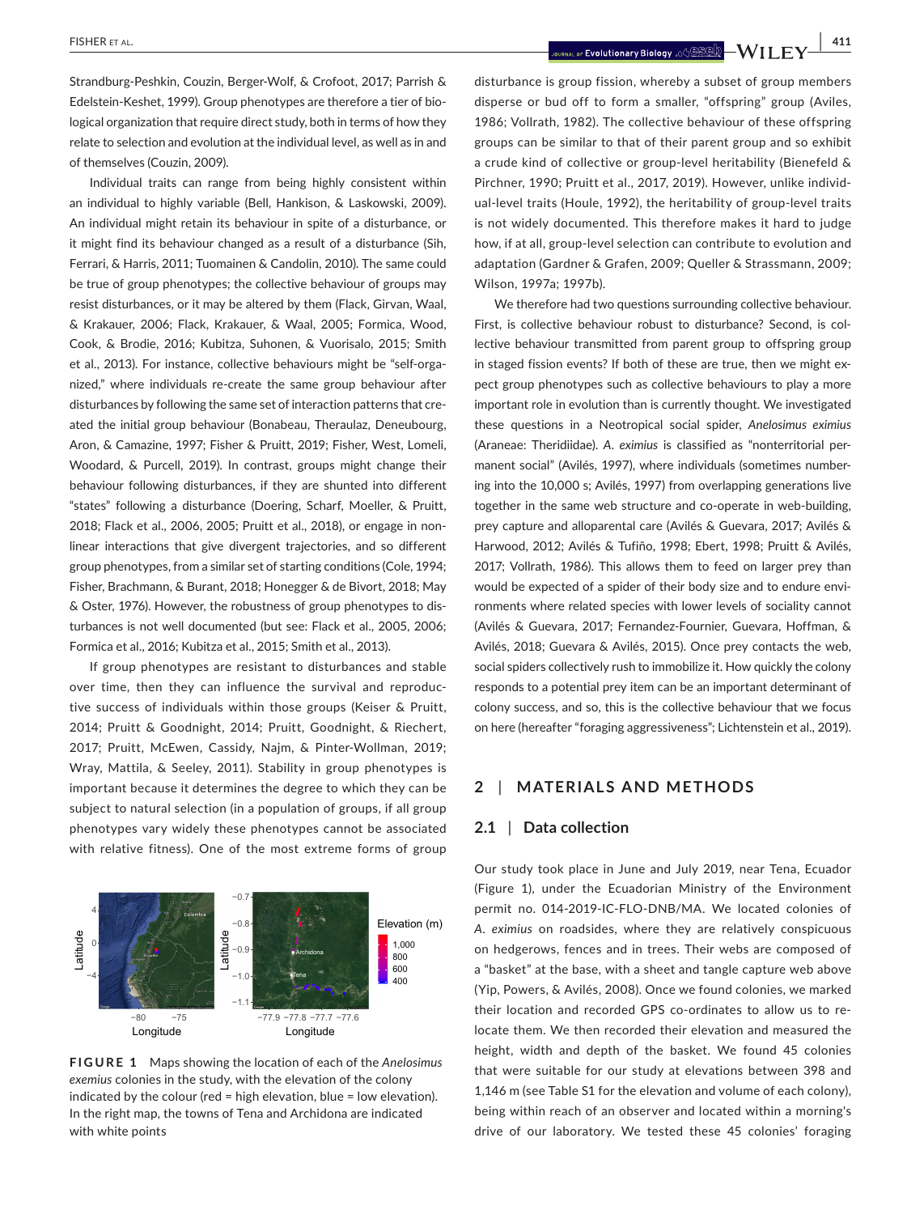Strandburg-Peshkin, Couzin, Berger-Wolf, & Crofoot, 2017; Parrish & Edelstein-Keshet, 1999). Group phenotypes are therefore a tier of biological organization that require direct study, both in terms of how they relate to selection and evolution at the individual level, as well as in and of themselves (Couzin, 2009).

Individual traits can range from being highly consistent within an individual to highly variable (Bell, Hankison, & Laskowski, 2009). An individual might retain its behaviour in spite of a disturbance, or it might find its behaviour changed as a result of a disturbance (Sih, Ferrari, & Harris, 2011; Tuomainen & Candolin, 2010). The same could be true of group phenotypes; the collective behaviour of groups may resist disturbances, or it may be altered by them (Flack, Girvan, Waal, & Krakauer, 2006; Flack, Krakauer, & Waal, 2005; Formica, Wood, Cook, & Brodie, 2016; Kubitza, Suhonen, & Vuorisalo, 2015; Smith et al., 2013). For instance, collective behaviours might be "self-organized," where individuals re-create the same group behaviour after disturbances by following the same set of interaction patterns that created the initial group behaviour (Bonabeau, Theraulaz, Deneubourg, Aron, & Camazine, 1997; Fisher & Pruitt, 2019; Fisher, West, Lomeli, Woodard, & Purcell, 2019). In contrast, groups might change their behaviour following disturbances, if they are shunted into different "states" following a disturbance (Doering, Scharf, Moeller, & Pruitt, 2018; Flack et al., 2006, 2005; Pruitt et al., 2018), or engage in nonlinear interactions that give divergent trajectories, and so different group phenotypes, from a similar set of starting conditions (Cole, 1994; Fisher, Brachmann, & Burant, 2018; Honegger & de Bivort, 2018; May & Oster, 1976). However, the robustness of group phenotypes to disturbances is not well documented (but see: Flack et al., 2005, 2006; Formica et al., 2016; Kubitza et al., 2015; Smith et al., 2013).

If group phenotypes are resistant to disturbances and stable over time, then they can influence the survival and reproductive success of individuals within those groups (Keiser & Pruitt, 2014; Pruitt & Goodnight, 2014; Pruitt, Goodnight, & Riechert, 2017; Pruitt, McEwen, Cassidy, Najm, & Pinter-Wollman, 2019; Wray, Mattila, & Seeley, 2011). Stability in group phenotypes is important because it determines the degree to which they can be subject to natural selection (in a population of groups, if all group phenotypes vary widely these phenotypes cannot be associated with relative fitness). One of the most extreme forms of group disturbance is group fission, whereby a subset of group members disperse or bud off to form a smaller, "offspring" group (Aviles, 1986; Vollrath, 1982). The collective behaviour of these offspring groups can be similar to that of their parent group and so exhibit a crude kind of collective or group-level heritability (Bienefeld & Pirchner, 1990; Pruitt et al., 2017, 2019). However, unlike individual-level traits (Houle, 1992), the heritability of group-level traits is not widely documented. This therefore makes it hard to judge how, if at all, group-level selection can contribute to evolution and adaptation (Gardner & Grafen, 2009; Queller & Strassmann, 2009; Wilson, 1997a; 1997b).

FIGURE 1 Maps showing the location of each of the *Anelosimus eximius* colonies in the study, with the elevation of the colony indicated by the colour (red = high elevation, blue = low elevation). In the right map, the towns of Tena and Archidona are indicated with white points

We therefore had two questions surrounding collective behaviour. First, is collective behaviour robust to disturbance? Second, is collective behaviour transmitted from parent group to offspring group in staged fission events? If both of these are true, then we might expect group phenotypes such as collective behaviours to play a more important role in evolution than is currently thought. We investigated these questions in a Neotropical social spider, *Anelosimus eximius* (Araneae: Theridiidae). *A. eximius* is classified as "nonterritorial permanent social" (Avilés, 1997), where individuals (sometimes numbering into the 10,000 s; Avilés, 1997) from overlapping generations live together in the same web structure and co-operate in web-building, prey capture and alloparental care (Avilés & Guevara, 2017; Avilés & Harwood, 2012; Avilés & Tufiño, 1998; Ebert, 1998; Pruitt & Avilés, 2017; Vollrath, 1986). This allows them to feed on larger prey than would be expected of a spider of their body size and to endure environments where related species with lower levels of sociality cannot (Avilés & Guevara, 2017; Fernandez-Fournier, Guevara, Hoffman, & Avilés, 2018; Guevara & Avilés, 2015). Once prey contacts the web, social spiders collectively rush to immobilize it. How quickly the colony responds to a potential prey item can be an important determinant of colony success, and so, this is the collective behaviour that we focus on here (hereafter "foraging aggressiveness"; Lichtenstein et al., 2019).

## 2 | MATERIALS AND METHODS

### 2.1 | Data collection

Our study took place in June and July 2019, near Tena, Ecuador (Figure 1), under the Ecuadorian Ministry of the Environment permit no. 014-2019-IC-FLO-DNB/MA. We located colonies of *A. eximius* on roadsides, where they are relatively conspicuous on hedgerows, fences and in trees. Their webs are composed of a "basket" at the base, with a sheet and tangle capture web above (Yip, Powers, & Avilés, 2008). Once we found colonies, we marked their location and recorded GPS co-ordinates to allow us to relocate them. We then recorded their elevation and measured the height, width and depth of the basket. We found 45 colonies that were suitable for our study at elevations between 398 and 1,146 m (see Table S1 for the elevation and volume of each colony), being within reach of an observer and located within a morning's drive of our laboratory. We tested these 45 colonies' foraging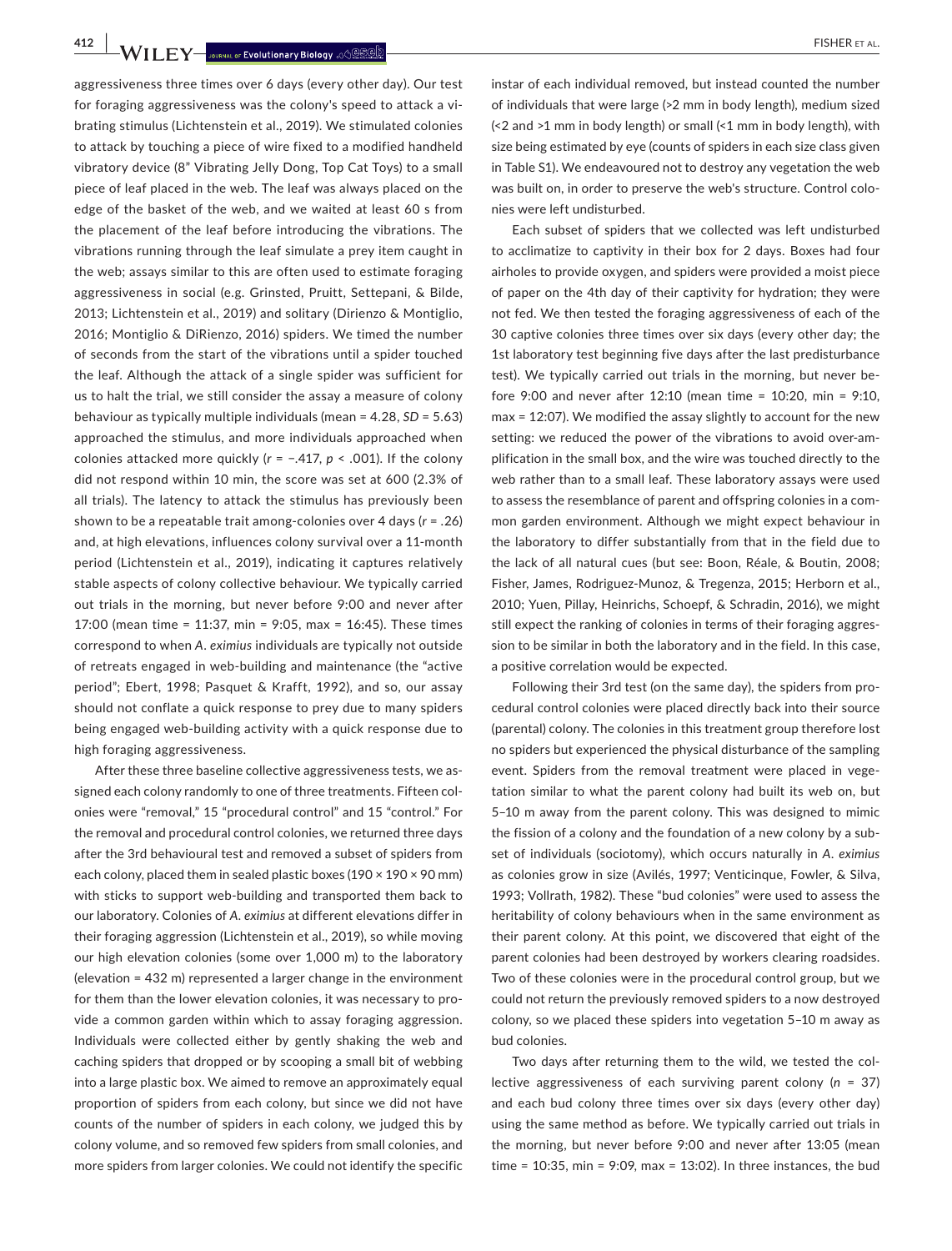aggressiveness three times over 6 days (every other day). Our test for foraging aggressiveness was the colony's speed to attack a vibrating stimulus (Lichtenstein et al., 2019). We stimulated colonies to attack by touching a piece of wire fixed to a modified handheld vibratory device (8" Vibrating Jelly Dong, Top Cat Toys) to a small piece of leaf placed in the web. The leaf was always placed on the edge of the basket of the web, and we waited at least 60 s from the placement of the leaf before introducing the vibrations. The vibrations running through the leaf simulate a prey item caught in the web; assays similar to this are often used to estimate foraging aggressiveness in social (e.g. Grinsted, Pruitt, Settepani, & Bilde, 2013; Lichtenstein et al., 2019) and solitary (Dirienzo & Montiglio, 2016; Montiglio & DiRienzo, 2016) spiders. We timed the number of seconds from the start of the vibrations until a spider touched the leaf. Although the attack of a single spider was sufficient for us to halt the trial, we still consider the assay a measure of colony behaviour as typically multiple individuals (mean = 4.28, *SD* = 5.63) approached the stimulus, and more individuals approached when colonies attacked more quickly ($r = -.417$, $p < .001$). If the colony did not respond within 10 min, the score was set at 600 (2.3% of all trials). The latency to attack the stimulus has previously been shown to be a repeatable trait among-colonies over 4 days ($r = .26$) and, at high elevations, influences colony survival over a 11-month period (Lichtenstein et al., 2019), indicating it captures relatively stable aspects of colony collective behaviour. We typically carried out trials in the morning, but never before 9:00 and never after 17:00 (mean time = 11:37, min = 9:05, max = 16:45). These times correspond to when *A. eximius* individuals are typically not outside of retreats engaged in web-building and maintenance (the "active period"; Ebert, 1998; Pasquet & Krafft, 1992), and so, our assay should not conflate a quick response to prey due to many spiders being engaged web-building activity with a quick response due to high foraging aggressiveness.

After these three baseline collective aggressiveness tests, we assigned each colony randomly to one of three treatments. Fifteen colonies were "removal," 15 "procedural control" and 15 "control." For the removal and procedural control colonies, we returned three days after the 3rd behavioural test and removed a subset of spiders from each colony, placed them in sealed plastic boxes (190 × 190 × 90 mm) with sticks to support web-building and transported them back to our laboratory. Colonies of *A. eximius* at different elevations differ in their foraging aggression (Lichtenstein et al., 2019), so while moving our high elevation colonies (some over 1,000 m) to the laboratory (elevation = 432 m) represented a larger change in the environment for them than the lower elevation colonies, it was necessary to provide a common garden within which to assay foraging aggression. Individuals were collected either by gently shaking the web and caching spiders that dropped or by scooping a small bit of webbing into a large plastic box. We aimed to remove an approximately equal proportion of spiders from each colony, but since we did not have counts of the number of spiders in each colony, we judged this by colony volume, and so removed few spiders from small colonies, and more spiders from larger colonies. We could not identify the specific instar of each individual removed, but instead counted the number of individuals that were large (>2 mm in body length), medium sized (<2 and >1 mm in body length) or small (<1 mm in body length), with size being estimated by eye (counts of spiders in each size class given in Table S1). We endeavoured not to destroy any vegetation the web was built on, in order to preserve the web's structure. Control colonies were left undisturbed.

Each subset of spiders that we collected was left undisturbed to acclimatize to captivity in their box for 2 days. Boxes had four airholes to provide oxygen, and spiders were provided a moist piece of paper on the 4th day of their captivity for hydration; they were not fed. We then tested the foraging aggressiveness of each of the 30 captive colonies three times over six days (every other day; the 1st laboratory test beginning five days after the last predisturbance test). We typically carried out trials in the morning, but never before 9:00 and never after 12:10 (mean time = 10:20, min = 9:10, max = 12:07). We modified the assay slightly to account for the new setting: we reduced the power of the vibrations to avoid over-amplification in the small box, and the wire was touched directly to the web rather than to a small leaf. These laboratory assays were used to assess the resemblance of parent and offspring colonies in a common garden environment. Although we might expect behaviour in the laboratory to differ substantially from that in the field due to the lack of all natural cues (but see: Boon, Réale, & Boutin, 2008; Fisher, James, Rodriguez-Munoz, & Tregenza, 2015; Herborn et al., 2010; Yuen, Pillay, Heinrichs, Schoepf, & Schradin, 2016), we might still expect the ranking of colonies in terms of their foraging aggression to be similar in both the laboratory and in the field. In this case, a positive correlation would be expected.

Following their 3rd test (on the same day), the spiders from procedural control colonies were placed directly back into their source (parental) colony. The colonies in this treatment group therefore lost no spiders but experienced the physical disturbance of the sampling event. Spiders from the removal treatment were placed in vegetation similar to what the parent colony had built its web on, but 5–10 m away from the parent colony. This was designed to mimic the fission of a colony and the foundation of a new colony by a subset of individuals (sociotomy), which occurs naturally in *A. eximius* as colonies grow in size (Avilés, 1997; Venticinque, Fowler, & Silva, 1993; Vollrath, 1982). These "bud colonies" were used to assess the heritability of colony behaviours when in the same environment as their parent colony. At this point, we discovered that eight of the parent colonies had been destroyed by workers clearing roadsides. Two of these colonies were in the procedural control group, but we could not return the previously removed spiders to a now destroyed colony, so we placed these spiders into vegetation 5–10 m away as bud colonies.

Two days after returning them to the wild, we tested the collective aggressiveness of each surviving parent colony ($n = 37$) and each bud colony three times over six days (every other day) using the same method as before. We typically carried out trials in the morning, but never before 9:00 and never after 13:05 (mean time = 10:35, min = 9:09, max = 13:02). In three instances, the bud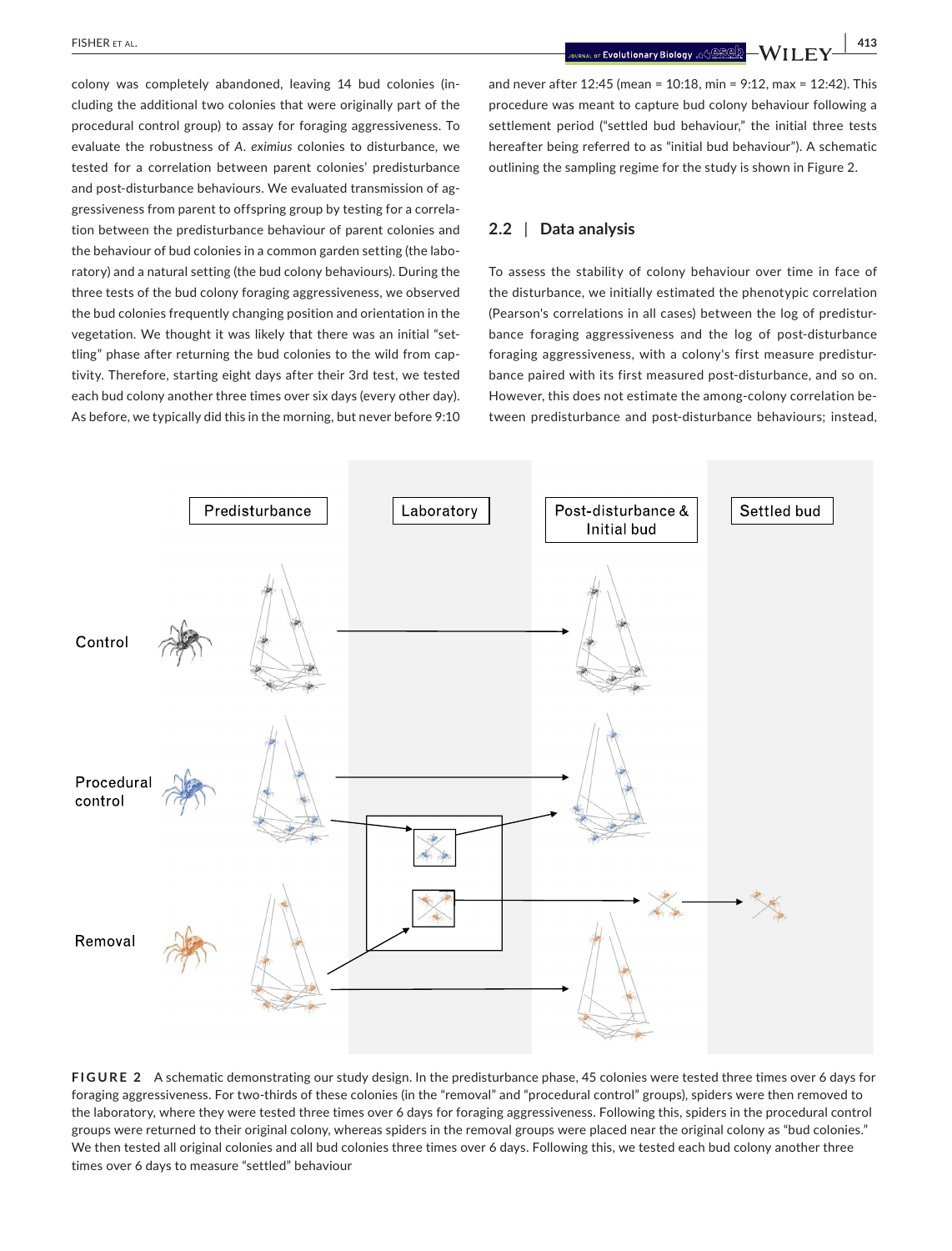colony was completely abandoned, leaving 14 bud colonies (including the additional two colonies that were originally part of the procedural control group) to assay for foraging aggressiveness. To evaluate the robustness of *A. eximius* colonies to disturbance, we tested for a correlation between parent colonies' predisturbance and post-disturbance behaviours. We evaluated transmission of aggressiveness from parent to offspring group by testing for a correlation between the predisturbance behaviour of parent colonies and the behaviour of bud colonies in a common garden setting (the laboratory) and a natural setting (the bud colony behaviours). During the three tests of the bud colony foraging aggressiveness, we observed the bud colonies frequently changing position and orientation in the vegetation. We thought it was likely that there was an initial "settling" phase after returning the bud colonies to the wild from captivity. Therefore, starting eight days after their 3rd test, we tested each bud colony another three times over six days (every other day). As before, we typically did this in the morning, but never before 9:10 and never after 12:45 (mean = 10:18, min = 9:12, max = 12:42). This procedure was meant to capture bud colony behaviour following a settlement period ("settled bud behaviour," the initial three tests hereafter being referred to as "initial bud behaviour"). A schematic outlining the sampling regime for the study is shown in Figure 2.

## 2.2 | Data analysis

To assess the stability of colony behaviour over time in face of the disturbance, we initially estimated the phenotypic correlation (Pearson's correlations in all cases) between the log of predisturbance foraging aggressiveness and the log of post-disturbance foraging aggressiveness, with a colony's first measure predisturbance paired with its first measured post-disturbance, and so on. However, this does not estimate the among-colony correlation between predisturbance and post-disturbance behaviours; instead,

**FIGURE 2** A schematic demonstrating our study design. In the predisturbance phase, 45 colonies were tested three times over 6 days for foraging aggressiveness. For two-thirds of these colonies (in the "removal" and "procedural control" groups), spiders were then removed to the laboratory, where they were tested three times over 6 days for foraging aggressiveness. Following this, spiders in the procedural control groups were returned to their original colony, whereas spiders in the removal groups were placed near the original colony as "bud colonies." We then tested all original colonies and all bud colonies three times over 6 days. Following this, we tested each bud colony another three times over 6 days to measure "settled" behaviour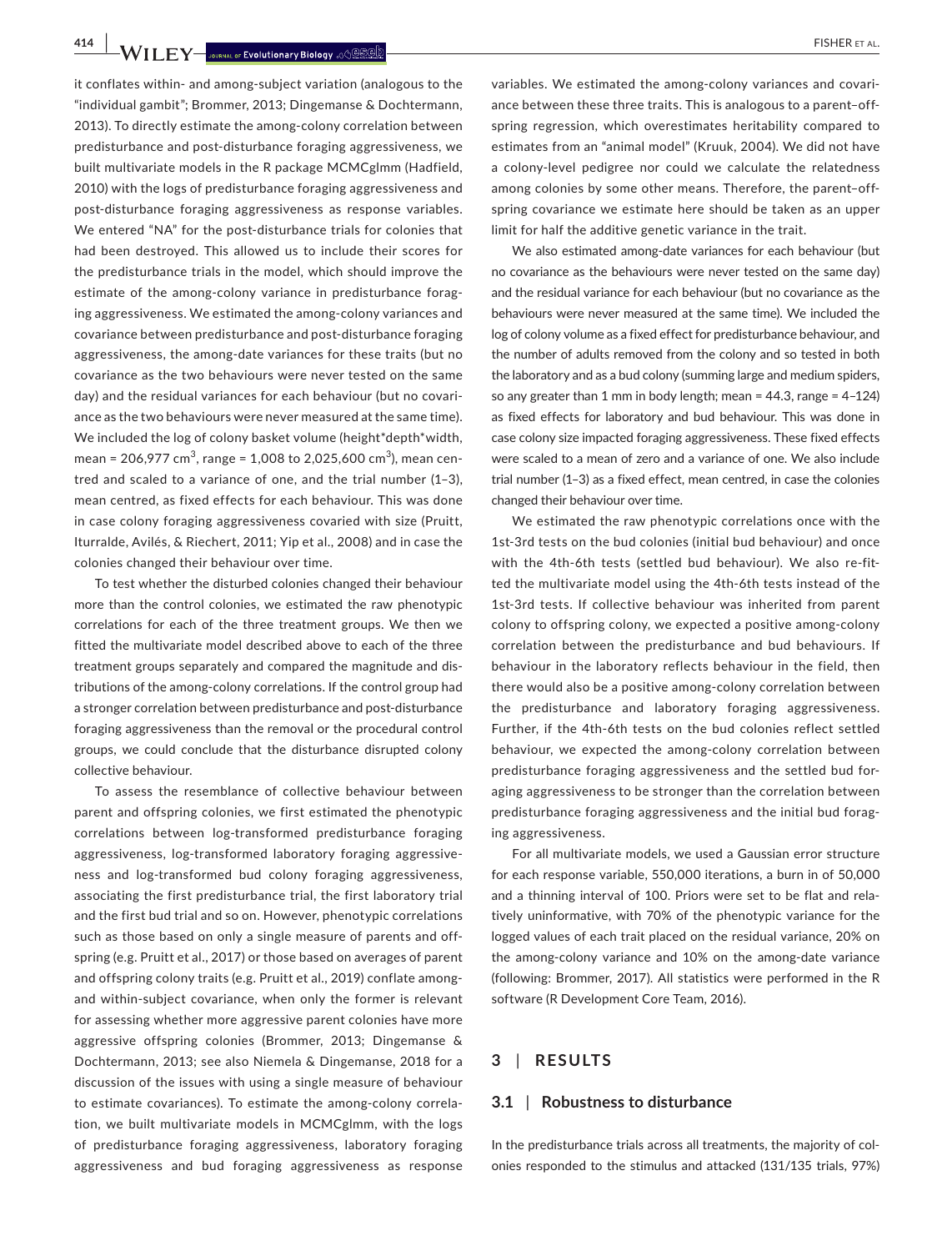it conflates within- and among-subject variation (analogous to the "individual gambit"; Brommer, 2013; Dingemanse & Dochtermann, 2013). To directly estimate the among-colony correlation between predisturbance and post-disturbance foraging aggressiveness, we built multivariate models in the R package MCMCglmm (Hadfield, 2010) with the logs of predisturbance foraging aggressiveness and post-disturbance foraging aggressiveness as response variables. We entered "NA" for the post-disturbance trials for colonies that had been destroyed. This allowed us to include their scores for the predisturbance trials in the model, which should improve the estimate of the among-colony variance in predisturbance foraging aggressiveness. We estimated the among-colony variances and covariance between predisturbance and post-disturbance foraging aggressiveness, the among-date variances for these traits (but no covariance as the two behaviours were never tested on the same day) and the residual variances for each behaviour (but no covariance as the two behaviours were never measured at the same time). We included the log of colony basket volume (height*depth*width, mean = 206,977 cm$^3$, range = 1,008 to 2,025,600 cm$^3$), mean centred and scaled to a variance of one, and the trial number (1–3), mean centred, as fixed effects for each behaviour. This was done in case colony foraging aggressiveness covaried with size (Pruitt, Iturralde, Avilés, & Riechert, 2011; Yip et al., 2008) and in case the colonies changed their behaviour over time.

To test whether the disturbed colonies changed their behaviour more than the control colonies, we estimated the raw phenotypic correlations for each of the three treatment groups. We then we fitted the multivariate model described above to each of the three treatment groups separately and compared the magnitude and distributions of the among-colony correlations. If the control group had a stronger correlation between predisturbance and post-disturbance foraging aggressiveness than the removal or the procedural control groups, we could conclude that the disturbance disrupted colony collective behaviour.

To assess the resemblance of collective behaviour between parent and offspring colonies, we first estimated the phenotypic correlations between log-transformed predisturbance foraging aggressiveness, log-transformed laboratory foraging aggressiveness and log-transformed bud colony foraging aggressiveness, associating the first predisturbance trial, the first laboratory trial and the first bud trial and so on. However, phenotypic correlations such as those based on only a single measure of parents and offspring (e.g. Pruitt et al., 2017) or those based on averages of parent and offspring colony traits (e.g. Pruitt et al., 2019) conflate among- and within-subject covariance, when only the former is relevant for assessing whether more aggressive parent colonies have more aggressive offspring colonies (Brommer, 2013; Dingemanse & Dochtermann, 2013; see also Niemela & Dingemanse, 2018 for a discussion of the issues with using a single measure of behaviour to estimate covariances). To estimate the among-colony correlation, we built multivariate models in MCMCglmm, with the logs of predisturbance foraging aggressiveness, laboratory foraging aggressiveness and bud foraging aggressiveness as response variables. We estimated the among-colony variances and covariance between these three traits. This is analogous to a parent–offspring regression, which overestimates heritability compared to estimates from an "animal model" (Kruuk, 2004). We did not have a colony-level pedigree nor could we calculate the relatedness among colonies by some other means. Therefore, the parent–offspring covariance we estimate here should be taken as an upper limit for half the additive genetic variance in the trait.

We also estimated among-date variances for each behaviour (but no covariance as the behaviours were never tested on the same day) and the residual variance for each behaviour (but no covariance as the behaviours were never measured at the same time). We included the log of colony volume as a fixed effect for predisturbance behaviour, and the number of adults removed from the colony and so tested in both the laboratory and as a bud colony (summing large and medium spiders, so any greater than 1 mm in body length; mean = 44.3, range = 4–124) as fixed effects for laboratory and bud behaviour. This was done in case colony size impacted foraging aggressiveness. These fixed effects were scaled to a mean of zero and a variance of one. We also include trial number (1–3) as a fixed effect, mean centred, in case the colonies changed their behaviour over time.

We estimated the raw phenotypic correlations once with the 1st-3rd tests on the bud colonies (initial bud behaviour) and once with the 4th-6th tests (settled bud behaviour). We also re-fitted the multivariate model using the 4th-6th tests instead of the 1st-3rd tests. If collective behaviour was inherited from parent colony to offspring colony, we expected a positive among-colony correlation between the predisturbance and bud behaviours. If behaviour in the laboratory reflects behaviour in the field, then there would also be a positive among-colony correlation between the predisturbance and laboratory foraging aggressiveness. Further, if the 4th-6th tests on the bud colonies reflect settled behaviour, we expected the among-colony correlation between predisturbance foraging aggressiveness and the settled bud foraging aggressiveness to be stronger than the correlation between predisturbance foraging aggressiveness and the initial bud foraging aggressiveness.

For all multivariate models, we used a Gaussian error structure for each response variable, 550,000 iterations, a burn in of 50,000 and a thinning interval of 100. Priors were set to be flat and relatively uninformative, with 70% of the phenotypic variance for the logged values of each trait placed on the residual variance, 20% on the among-colony variance and 10% on the among-date variance (following: Brommer, 2017). All statistics were performed in the R software (R Development Core Team, 2016).

## 3 | RESULTS

### 3.1 | Robustness to disturbance

In the predisturbance trials across all treatments, the majority of colonies responded to the stimulus and attacked (131/135 trials, 97%)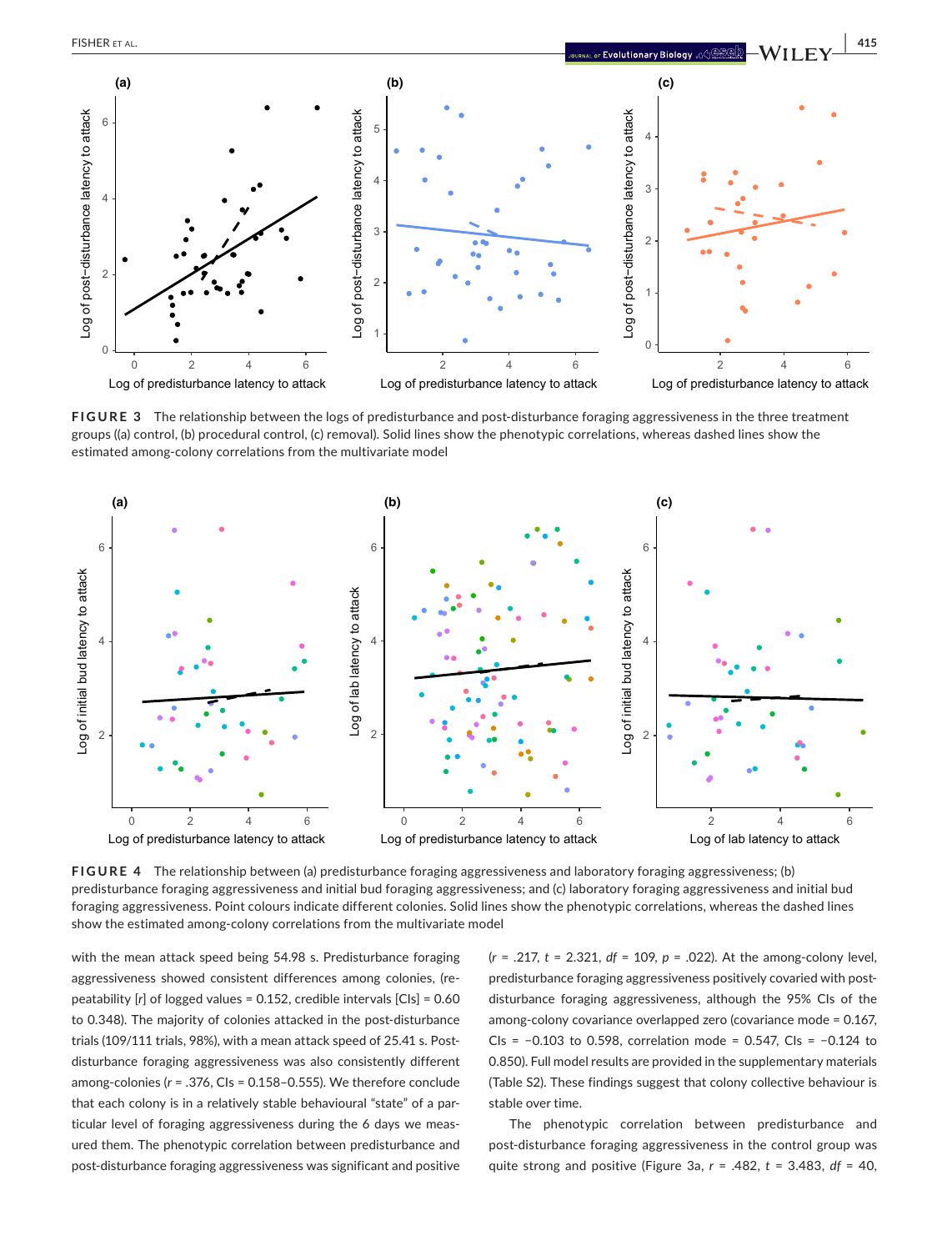**FIGURE 3** The relationship between the logs of predisturbance and post-disturbance foraging aggressiveness in the three treatment groups ((a) control, (b) procedural control, (c) removal). Solid lines show the phenotypic correlations, whereas dashed lines show the estimated among-colony correlations from the multivariate model

**FIGURE 4** The relationship between (a) predisturbance foraging aggressiveness and laboratory foraging aggressiveness; (b) predisturbance foraging aggressiveness and initial bud foraging aggressiveness; and (c) laboratory foraging aggressiveness and initial bud foraging aggressiveness. Point colours indicate different colonies. Solid lines show the phenotypic correlations, whereas the dashed lines show the estimated among-colony correlations from the multivariate model

with the mean attack speed being 54.98 s. Predisturbance foraging aggressiveness showed consistent differences among colonies, (repeatability [*r*] of logged values = 0.152, credible intervals [CIs] = 0.60 to 0.348). The majority of colonies attacked in the post-disturbance trials (109/111 trials, 98%), with a mean attack speed of 25.41 s. Post-disturbance foraging aggressiveness was also consistently different among-colonies (*r* = .376, CIs = 0.158–0.555). We therefore conclude that each colony is in a relatively stable behavioural "state" of a particular level of foraging aggressiveness during the 6 days we measured them. The phenotypic correlation between predisturbance and post-disturbance foraging aggressiveness was significant and positive ($r = .217$, $t = 2.321$, $df = 109$, $p = .022$). At the among-colony level, predisturbance foraging aggressiveness positively covaried with post-disturbance foraging aggressiveness, although the 95% CIs of the among-colony covariance overlapped zero (covariance mode = 0.167, CIs = −0.103 to 0.598, correlation mode = 0.547, CIs = −0.124 to 0.850). Full model results are provided in the supplementary materials (Table S2). These findings suggest that colony collective behaviour is stable over time.

The phenotypic correlation between predisturbance and post-disturbance foraging aggressiveness in the control group was quite strong and positive (Figure 3a, $r = .482$, $t = 3.483$, $df = 40$,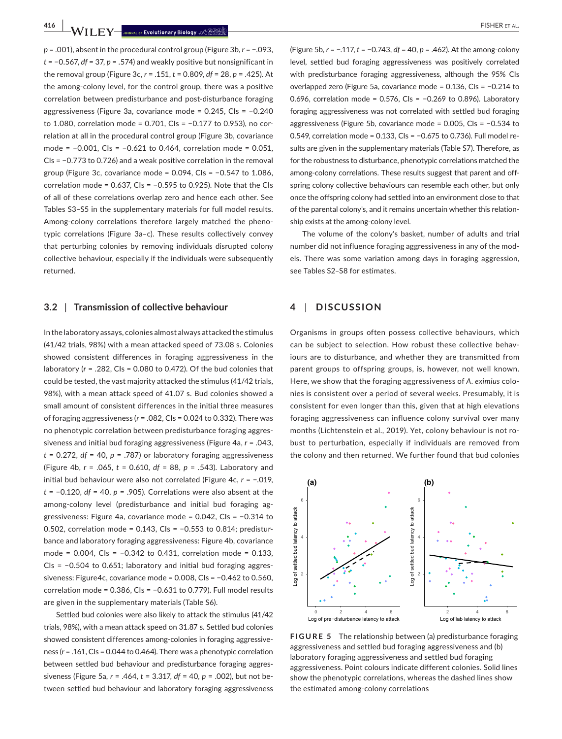$p = .001$), absent in the procedural control group (Figure 3b, $r = -.093$, $t = -0.567$, $df = 37$, $p = .574$) and weakly positive but nonsignificant in the removal group (Figure 3c, $r = .151$, $t = 0.809$, $df = 28$, $p = .425$). At the among-colony level, for the control group, there was a positive correlation between predisturbance and post-disturbance foraging aggressiveness (Figure 3a, covariance mode = 0.245, CIs = −0.240 to 1.080, correlation mode = 0.701, CIs = −0.177 to 0.953), no correlation at all in the procedural control group (Figure 3b, covariance mode = −0.001, CIs = −0.621 to 0.464, correlation mode = 0.051, CIs = −0.773 to 0.726) and a weak positive correlation in the removal group (Figure 3c, covariance mode = 0.094, CIs = −0.547 to 1.086, correlation mode = 0.637, CIs = −0.595 to 0.925). Note that the CIs of all of these correlations overlap zero and hence each other. See Tables S3–S5 in the supplementary materials for full model results. Among-colony correlations therefore largely matched the phenotypic correlations (Figure 3a–c). These results collectively convey that perturbing colonies by removing individuals disrupted colony collective behaviour, especially if the individuals were subsequently returned.

### 3.2 | Transmission of collective behaviour

In the laboratory assays, colonies almost always attacked the stimulus (41/42 trials, 98%) with a mean attacked speed of 73.08 s. Colonies showed consistent differences in foraging aggressiveness in the laboratory ($r = .282$, CIs = 0.080 to 0.472). Of the bud colonies that could be tested, the vast majority attacked the stimulus (41/42 trials, 98%), with a mean attack speed of 41.07 s. Bud colonies showed a small amount of consistent differences in the initial three measures of foraging aggressiveness ($r = .082$, CIs = 0.024 to 0.332). There was no phenotypic correlation between predisturbance foraging aggressiveness and initial bud foraging aggressiveness (Figure 4a, $r = .043$, $t = 0.272$, $df = 40$, $p = .787$) or laboratory foraging aggressiveness (Figure 4b, $r = .065$, $t = 0.610$, $df = 88$, $p = .543$). Laboratory and initial bud behaviour were also not correlated (Figure 4c, $r = -.019$, $t = -0.120$, $df = 40$, $p = .905$). Correlations were also absent at the among-colony level (predisturbance and initial bud foraging aggressiveness: Figure 4a, covariance mode = 0.042, CIs = −0.314 to 0.502, correlation mode = 0.143, CIs = −0.553 to 0.814; predisturbance and laboratory foraging aggressiveness: Figure 4b, covariance mode = 0.004, CIs = −0.342 to 0.431, correlation mode = 0.133, CIs = −0.504 to 0.651; laboratory and initial bud foraging aggressiveness: Figure4c, covariance mode = 0.008, CIs = −0.462 to 0.560, correlation mode = 0.386, CIs = −0.631 to 0.779). Full model results are given in the supplementary materials (Table S6).

Settled bud colonies were also likely to attack the stimulus (41/42 trials, 98%), with a mean attack speed on 31.87 s. Settled bud colonies showed consistent differences among-colonies in foraging aggressiveness ($r = .161$, CIs = 0.044 to 0.464). There was a phenotypic correlation between settled bud behaviour and predisturbance foraging aggressiveness (Figure 5a, $r = .464$, $t = 3.317$, $df = 40$, $p = .002$), but not between settled bud behaviour and laboratory foraging aggressiveness (Figure 5b, $r = -.117$, $t = -0.743$, $df = 40$, $p = .462$). At the among-colony level, settled bud foraging aggressiveness was positively correlated with predisturbance foraging aggressiveness, although the 95% CIs overlapped zero (Figure 5a, covariance mode = 0.136, CIs = −0.214 to 0.696, correlation mode = 0.576, CIs = −0.269 to 0.896). Laboratory foraging aggressiveness was not correlated with settled bud foraging aggressiveness (Figure 5b, covariance mode = 0.005, CIs = −0.534 to 0.549, correlation mode = 0.133, CIs = −0.675 to 0.736). Full model results are given in the supplementary materials (Table S7). Therefore, as for the robustness to disturbance, phenotypic correlations matched the among-colony correlations. These results suggest that parent and offspring colony collective behaviours can resemble each other, but only once the offspring colony had settled into an environment close to that of the parental colony's, and it remains uncertain whether this relationship exists at the among-colony level.

The volume of the colony's basket, number of adults and trial number did not influence foraging aggressiveness in any of the models. There was some variation among days in foraging aggression, see Tables S2–S8 for estimates.

## 4 | DISCUSSION

Organisms in groups often possess collective behaviours, which can be subject to selection. How robust these collective behaviours are to disturbance, and whether they are transmitted from parent groups to offspring groups, is, however, not well known. Here, we show that the foraging aggressiveness of *A. eximius* colonies is consistent over a period of several weeks. Presumably, it is consistent for even longer than this, given that at high elevations foraging aggressiveness can influence colony survival over many months (Lichtenstein et al., 2019). Yet, colony behaviour is not robust to perturbation, especially if individuals are removed from the colony and then returned. We further found that bud colonies

**FIGURE 5** The relationship between (a) predisturbance foraging aggressiveness and settled bud foraging aggressiveness and (b) laboratory foraging aggressiveness and settled bud foraging aggressiveness. Point colours indicate different colonies. Solid lines show the phenotypic correlations, whereas the dashed lines show the estimated among-colony correlations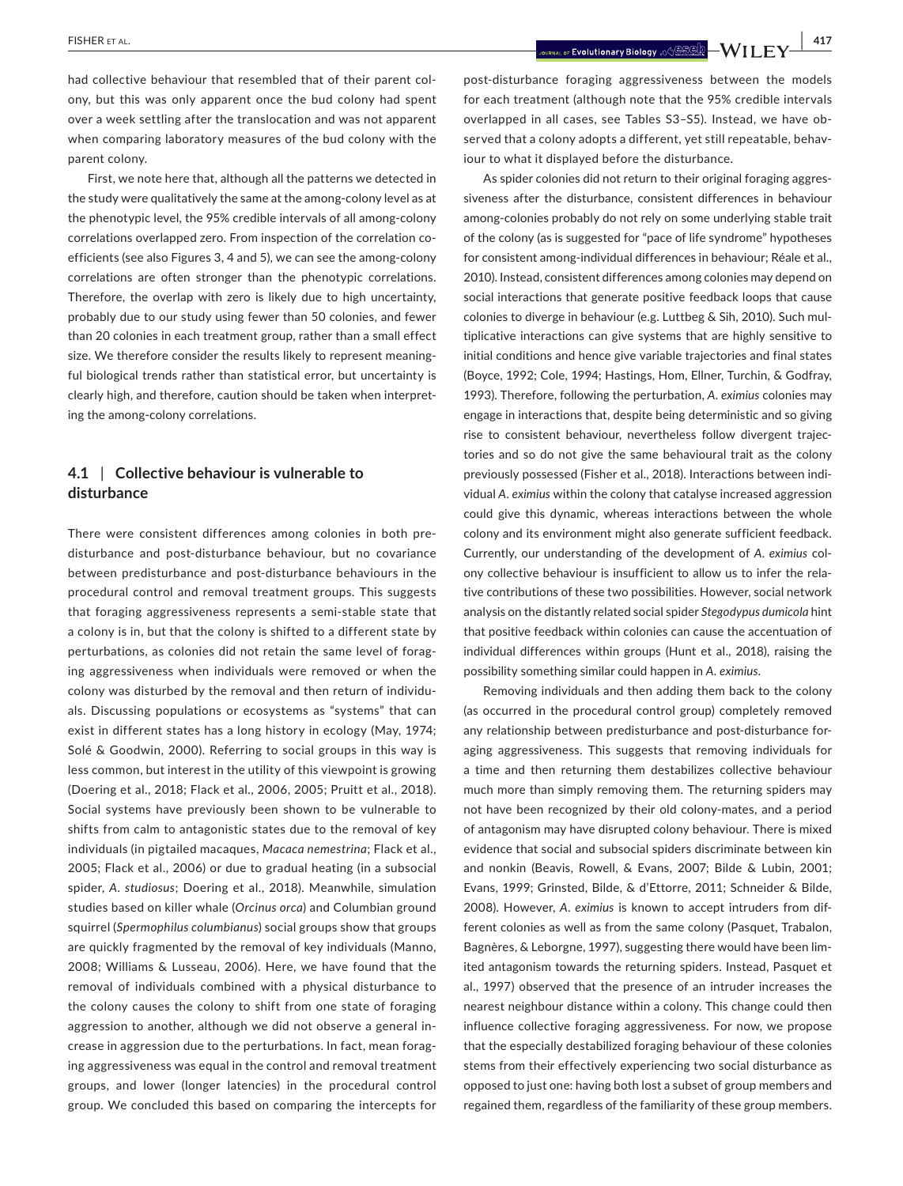had collective behaviour that resembled that of their parent colony, but this was only apparent once the bud colony had spent over a week settling after the translocation and was not apparent when comparing laboratory measures of the bud colony with the parent colony.

First, we note here that, although all the patterns we detected in the study were qualitatively the same at the among-colony level as at the phenotypic level, the 95% credible intervals of all among-colony correlations overlapped zero. From inspection of the correlation coefficients (see also Figures 3, 4 and 5), we can see the among-colony correlations are often stronger than the phenotypic correlations. Therefore, the overlap with zero is likely due to high uncertainty, probably due to our study using fewer than 50 colonies, and fewer than 20 colonies in each treatment group, rather than a small effect size. We therefore consider the results likely to represent meaningful biological trends rather than statistical error, but uncertainty is clearly high, and therefore, caution should be taken when interpreting the among-colony correlations.

## 4.1 | Collective behaviour is vulnerable to disturbance

There were consistent differences among colonies in both predisturbance and post-disturbance behaviour, but no covariance between predisturbance and post-disturbance behaviours in the procedural control and removal treatment groups. This suggests that foraging aggressiveness represents a semi-stable state that a colony is in, but that the colony is shifted to a different state by perturbations, as colonies did not retain the same level of foraging aggressiveness when individuals were removed or when the colony was disturbed by the removal and then return of individuals. Discussing populations or ecosystems as "systems" that can exist in different states has a long history in ecology (May, 1974; Solé & Goodwin, 2000). Referring to social groups in this way is less common, but interest in the utility of this viewpoint is growing (Doering et al., 2018; Flack et al., 2006, 2005; Pruitt et al., 2018). Social systems have previously been shown to be vulnerable to shifts from calm to antagonistic states due to the removal of key individuals (in pigtailed macaques, *Macaca nemestrina*; Flack et al., 2005; Flack et al., 2006) or due to gradual heating (in a subsocial spider, *A. studiosus*; Doering et al., 2018). Meanwhile, simulation studies based on killer whale (*Orcinus orca*) and Columbian ground squirrel (*Spermophilus columbianus*) social groups show that groups are quickly fragmented by the removal of key individuals (Manno, 2008; Williams & Lusseau, 2006). Here, we have found that the removal of individuals combined with a physical disturbance to the colony causes the colony to shift from one state of foraging aggression to another, although we did not observe a general increase in aggression due to the perturbations. In fact, mean foraging aggressiveness was equal in the control and removal treatment groups, and lower (longer latencies) in the procedural control group. We concluded this based on comparing the intercepts for post-disturbance foraging aggressiveness between the models for each treatment (although note that the 95% credible intervals overlapped in all cases, see Tables S3–S5). Instead, we have observed that a colony adopts a different, yet still repeatable, behaviour to what it displayed before the disturbance.

As spider colonies did not return to their original foraging aggressiveness after the disturbance, consistent differences in behaviour among-colonies probably do not rely on some underlying stable trait of the colony (as is suggested for "pace of life syndrome" hypotheses for consistent among-individual differences in behaviour; Réale et al., 2010). Instead, consistent differences among colonies may depend on social interactions that generate positive feedback loops that cause colonies to diverge in behaviour (e.g. Luttbeg & Sih, 2010). Such multiplicative interactions can give systems that are highly sensitive to initial conditions and hence give variable trajectories and final states (Boyce, 1992; Cole, 1994; Hastings, Hom, Ellner, Turchin, & Godfray, 1993). Therefore, following the perturbation, *A. eximius* colonies may engage in interactions that, despite being deterministic and so giving rise to consistent behaviour, nevertheless follow divergent trajectories and so do not give the same behavioural trait as the colony previously possessed (Fisher et al., 2018). Interactions between individual *A. eximius* within the colony that catalyse increased aggression could give this dynamic, whereas interactions between the whole colony and its environment might also generate sufficient feedback. Currently, our understanding of the development of *A. eximius* colony collective behaviour is insufficient to allow us to infer the relative contributions of these two possibilities. However, social network analysis on the distantly related social spider *Stegodyphus dumicola* hint that positive feedback within colonies can cause the accentuation of individual differences within groups (Hunt et al., 2018), raising the possibility something similar could happen in *A. eximius*.

Removing individuals and then adding them back to the colony (as occurred in the procedural control group) completely removed any relationship between predisturbance and post-disturbance foraging aggressiveness. This suggests that removing individuals for a time and then returning them destabilizes collective behaviour much more than simply removing them. The returning spiders may not have been recognized by their old colony-mates, and a period of antagonism may have disrupted colony behaviour. There is mixed evidence that social and subsocial spiders discriminate between kin and nonkin (Beavis, Rowell, & Evans, 2007; Bilde & Lubin, 2001; Evans, 1999; Grinsted, Bilde, & d'Ettorre, 2011; Schneider & Bilde, 2008). However, *A. eximius* is known to accept intruders from different colonies as well as from the same colony (Pasquet, Trabalon, Bagnères, & Leborgne, 1997), suggesting there would have been limited antagonism towards the returning spiders. Instead, Pasquet et al., 1997) observed that the presence of an intruder increases the nearest neighbour distance within a colony. This change could then influence collective foraging aggressiveness. For now, we propose that the especially destabilized foraging behaviour of these colonies stems from their effectively experiencing two social disturbance as opposed to just one: having both lost a subset of group members and regained them, regardless of the familiarity of these group members.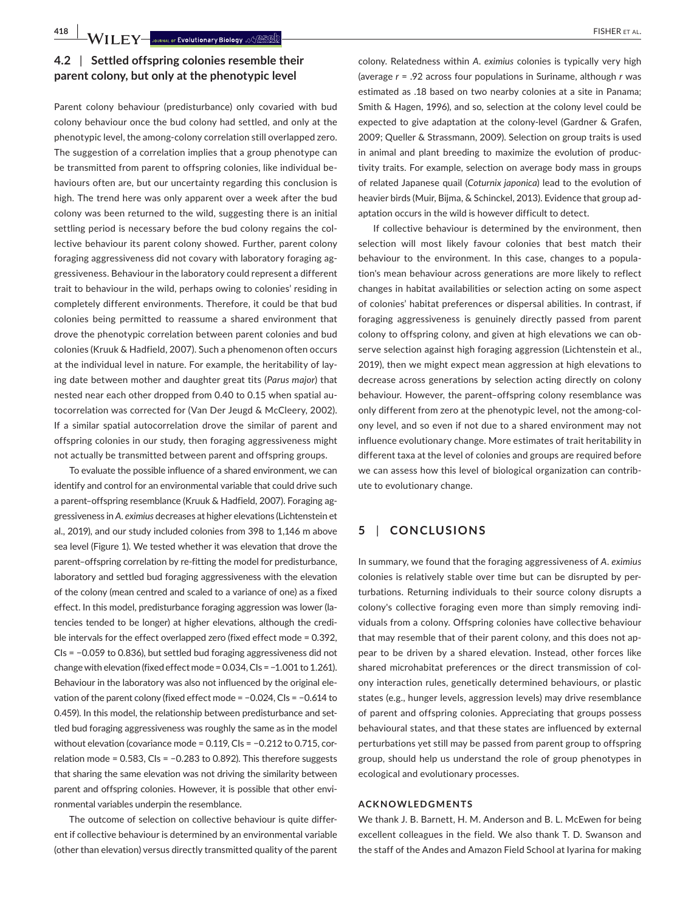## 4.2 | Settled offspring colonies resemble their parent colony, but only at the phenotypic level

Parent colony behaviour (predisturbance) only covaried with bud colony behaviour once the bud colony had settled, and only at the phenotypic level, the among-colony correlation still overlapped zero. The suggestion of a correlation implies that a group phenotype can be transmitted from parent to offspring colonies, like individual behaviours often are, but our uncertainty regarding this conclusion is high. The trend here was only apparent over a week after the bud colony was been returned to the wild, suggesting there is an initial settling period is necessary before the bud colony regains the collective behaviour its parent colony showed. Further, parent colony foraging aggressiveness did not covary with laboratory foraging aggressiveness. Behaviour in the laboratory could represent a different trait to behaviour in the wild, perhaps owing to colonies' residing in completely different environments. Therefore, it could be that bud colonies being permitted to reassume a shared environment that drove the phenotypic correlation between parent colonies and bud colonies (Kruuk & Hadfield, 2007). Such a phenomenon often occurs at the individual level in nature. For example, the heritability of laying date between mother and daughter great tits (*Parus major*) that nested near each other dropped from 0.40 to 0.15 when spatial autocorrelation was corrected for (Van Der Jeugd & McCleery, 2002). If a similar spatial autocorrelation drove the similar of parent and offspring colonies in our study, then foraging aggressiveness might not actually be transmitted between parent and offspring groups.

To evaluate the possible influence of a shared environment, we can identify and control for an environmental variable that could drive such a parent–offspring resemblance (Kruuk & Hadfield, 2007). Foraging aggressiveness in *A. eximius* decreases at higher elevations (Lichtenstein et al., 2019), and our study included colonies from 398 to 1,146 m above sea level (Figure 1). We tested whether it was elevation that drove the parent–offspring correlation by re-fitting the model for predisturbance, laboratory and settled bud foraging aggressiveness with the elevation of the colony (mean centred and scaled to a variance of one) as a fixed effect. In this model, predisturbance foraging aggression was lower (latencies tended to be longer) at higher elevations, although the credible intervals for the effect overlapped zero (fixed effect mode = 0.392, CIs = −0.059 to 0.836), but settled bud foraging aggressiveness did not change with elevation (fixed effect mode = 0.034, CIs = −1.001 to 1.261). Behaviour in the laboratory was also not influenced by the original elevation of the parent colony (fixed effect mode = −0.024, CIs = −0.614 to 0.459). In this model, the relationship between predisturbance and settled bud foraging aggressiveness was roughly the same as in the model without elevation (covariance mode = 0.119, CIs = −0.212 to 0.715, correlation mode = 0.583, CIs = −0.283 to 0.892). This therefore suggests that sharing the same elevation was not driving the similarity between parent and offspring colonies. However, it is possible that other environmental variables underpin the resemblance.

The outcome of selection on collective behaviour is quite different if collective behaviour is determined by an environmental variable (other than elevation) versus directly transmitted quality of the parent colony. Relatedness within *A. eximius* colonies is typically very high (average $r = .92$ across four populations in Suriname, although $r$ was estimated as .18 based on two nearby colonies at a site in Panama; Smith & Hagen, 1996), and so, selection at the colony level could be expected to give adaptation at the colony-level (Gardner & Grafen, 2009; Queller & Strassmann, 2009). Selection on group traits is used in animal and plant breeding to maximize the evolution of productivity traits. For example, selection on average body mass in groups of related Japanese quail (*Coturnix japonica*) lead to the evolution of heavier birds (Muir, Bijma, & Schinckel, 2013). Evidence that group adaptation occurs in the wild is however difficult to detect.

If collective behaviour is determined by the environment, then selection will most likely favour colonies that best match their behaviour to the environment. In this case, changes to a population's mean behaviour across generations are more likely to reflect changes in habitat availabilities or selection acting on some aspect of colonies' habitat preferences or dispersal abilities. In contrast, if foraging aggressiveness is genuinely directly passed from parent colony to offspring colony, and given at high elevations we can observe selection against high foraging aggression (Lichtenstein et al., 2019), then we might expect mean aggression at high elevations to decrease across generations by selection acting directly on colony behaviour. However, the parent–offspring colony resemblance was only different from zero at the phenotypic level, not the among-colony level, and so even if not due to a shared environment may not influence evolutionary change. More estimates of trait heritability in different taxa at the level of colonies and groups are required before we can assess how this level of biological organization can contribute to evolutionary change.

# 5 | CONCLUSIONS

In summary, we found that the foraging aggressiveness of *A. eximius* colonies is relatively stable over time but can be disrupted by perturbations. Returning individuals to their source colony disrupts a colony's collective foraging even more than simply removing individuals from a colony. Offspring colonies have collective behaviour that may resemble that of their parent colony, and this does not appear to be driven by a shared elevation. Instead, other forces like shared microhabitat preferences or the direct transmission of colony interaction rules, genetically determined behaviours, or plastic states (e.g., hunger levels, aggression levels) may drive resemblance of parent and offspring colonies. Appreciating that groups possess behavioural states, and that these states are influenced by external perturbations yet still may be passed from parent group to offspring group, should help us understand the role of group phenotypes in ecological and evolutionary processes.

### ACKNOWLEDGMENTS

We thank J. B. Barnett, H. M. Anderson and B. L. McEwen for being excellent colleagues in the field. We also thank T. D. Swanson and the staff of the Andes and Amazon Field School at Iyarina for making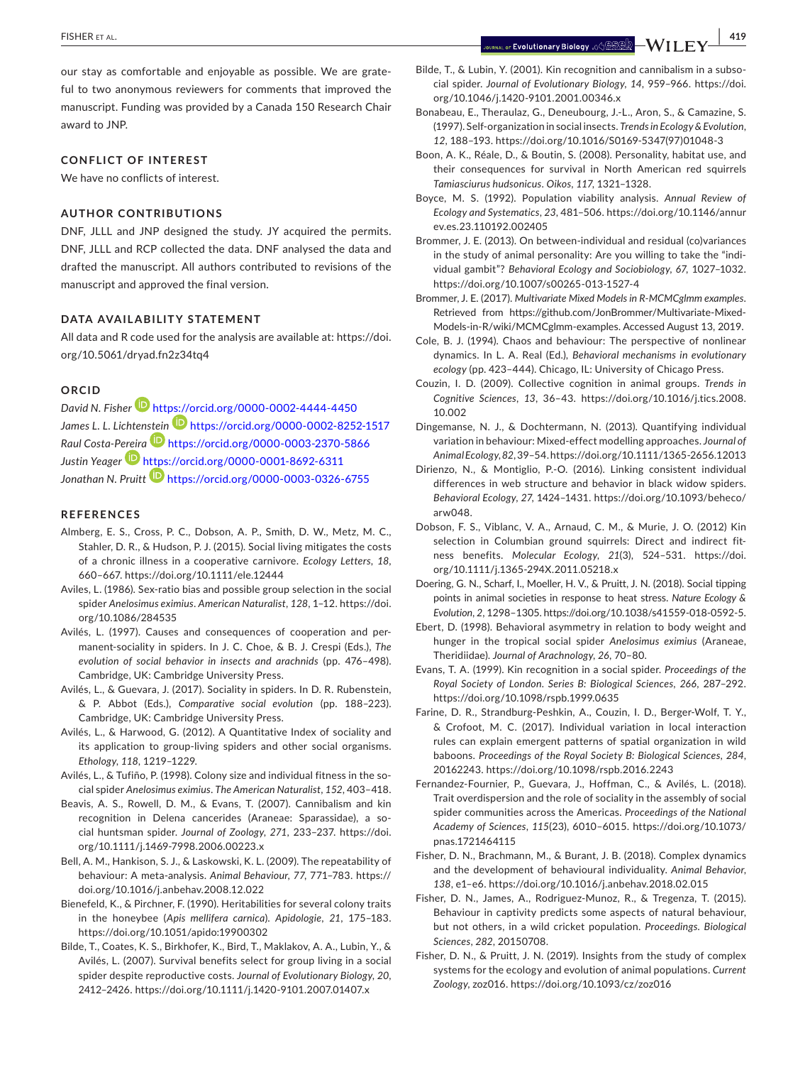our stay as comfortable and enjoyable as possible. We are grateful to two anonymous reviewers for comments that improved the manuscript. Funding was provided by a Canada 150 Research Chair award to JNP.

## CONFLICT OF INTEREST

We have no conflicts of interest.

## AUTHOR CONTRIBUTIONS

DNF, JLLL and JNP designed the study. JY acquired the permits. DNF, JLLL and RCP collected the data. DNF analysed the data and drafted the manuscript. All authors contributed to revisions of the manuscript and approved the final version.

## DATA AVAILABILITY STATEMENT

All data and R code used for the analysis are available at: https://doi.org/10.5061/dryad.fn2z34tq4

## ORCID

*David N. Fisher* https://orcid.org/0000-0002-4444-4450
*James L. L. Lichtenstein* https://orcid.org/0000-0002-8252-1517
*Raul Costa-Pereira* https://orcid.org/0000-0003-2370-5866
*Justin Yeager* https://orcid.org/0000-0001-8692-6311
*Jonathan N. Pruitt* https://orcid.org/0000-0003-0326-6755

## REFERENCES

Almberg, E. S., Cross, P. C., Dobson, A. P., Smith, D. W., Metz, M. C., Stahler, D. R., & Hudson, P. J. (2015). Social living mitigates the costs of a chronic illness in a cooperative carnivore. *Ecology Letters*, *18*, 660–667. https://doi.org/10.1111/ele.12444

Aviles, L. (1986). Sex-ratio bias and possible group selection in the social spider *Anelosimus eximius*. *American Naturalist*, *128*, 1–12. https://doi.org/10.1086/284535

Avilés, L. (1997). Causes and consequences of cooperation and permanent-sociality in spiders. In J. C. Choe, & B. J. Crespi (Eds.), *The evolution of social behavior in insects and arachnids* (pp. 476–498). Cambridge, UK: Cambridge University Press.

Avilés, L., & Guevara, J. (2017). Sociality in spiders. In D. R. Rubenstein, & P. Abbot (Eds.), *Comparative social evolution* (pp. 188–223). Cambridge, UK: Cambridge University Press.

Avilés, L., & Harwood, G. (2012). A Quantitative Index of sociality and its application to group-living spiders and other social organisms. *Ethology*, *118*, 1219–1229.

Avilés, L., & Tufiño, P. (1998). Colony size and individual fitness in the social spider *Anelosimus eximius*. *The American Naturalist*, *152*, 403–418.

Beavis, A. S., Rowell, D. M., & Evans, T. (2007). Cannibalism and kin recognition in Delena cancerides (Araneae: Sparassidae), a social huntsman spider. *Journal of Zoology*, *271*, 233–237. https://doi.org/10.1111/j.1469-7998.2006.00223.x

Bell, A. M., Hankison, S. J., & Laskowski, K. L. (2009). The repeatability of behaviour: A meta-analysis. *Animal Behaviour*, *77*, 771–783. https://doi.org/10.1016/j.anbehav.2008.12.022

Bienefeld, K., & Pirchner, F. (1990). Heritabilities for several colony traits in the honeybee (*Apis mellifera carnica*). *Apidologie*, *21*, 175–183. https://doi.org/10.1051/apido:19900302

Bilde, T., Coates, K. S., Birkhofer, K., Bird, T., Maklakov, A. A., Lubin, Y., & Avilés, L. (2007). Survival benefits select for group living in a social spider despite reproductive costs. *Journal of Evolutionary Biology*, *20*, 2412–2426. https://doi.org/10.1111/j.1420-9101.2007.01407.x

Bilde, T., & Lubin, Y. (2001). Kin recognition and cannibalism in a subsocial spider. *Journal of Evolutionary Biology*, *14*, 959–966. https://doi.org/10.1046/j.1420-9101.2001.00346.x

Bonabeau, E., Theraulaz, G., Deneubourg, J.-L., Aron, S., & Camazine, S. (1997). Self-organization in social insects. *Trends in Ecology & Evolution*, *12*, 188–193. https://doi.org/10.1016/S0169-5347(97)01048-3

Boon, A. K., Réale, D., & Boutin, S. (2008). Personality, habitat use, and their consequences for survival in North American red squirrels *Tamiasciurus hudsonicus*. *Oikos*, *117*, 1321–1328.

Boyce, M. S. (1992). Population viability analysis. *Annual Review of Ecology and Systematics*, *23*, 481–506. https://doi.org/10.1146/annurev.es.23.110192.002405

Brommer, J. E. (2013). On between-individual and residual (co)variances in the study of animal personality: Are you willing to take the "individual gambit"? *Behavioral Ecology and Sociobiology*, *67*, 1027–1032. https://doi.org/10.1007/s00265-013-1527-4

Brommer, J. E. (2017). *Multivariate Mixed Models in R-MCMCglmm examples*. Retrieved from https://github.com/JonBrommer/Multivariate-Mixed-Models-in-R/wiki/MCMCglmm-examples. Accessed August 13, 2019.

Cole, B. J. (1994). Chaos and behaviour: The perspective of nonlinear dynamics. In L. A. Real (Ed.), *Behavioral mechanisms in evolutionary ecology* (pp. 423–444). Chicago, IL: University of Chicago Press.

Couzin, I. D. (2009). Collective cognition in animal groups. *Trends in Cognitive Sciences*, *13*, 36–43. https://doi.org/10.1016/j.tics.2008.10.002

Dingemanse, N. J., & Dochtermann, N. (2013). Quantifying individual variation in behaviour: Mixed-effect modelling approaches. *Journal of Animal Ecology*, *82*, 39–54. https://doi.org/10.1111/1365-2656.12013

Dirienzo, N., & Montiglio, P.-O. (2016). Linking consistent individual differences in web structure and behavior in black widow spiders. *Behavioral Ecology*, *27*, 1424–1431. https://doi.org/10.1093/beheco/arw048.

Dobson, F. S., Viblanc, V. A., Arnaud, C. M., & Murie, J. O. (2012) Kin selection in Columbian ground squirrels: Direct and indirect fitness benefits. *Molecular Ecology*, *21*(3), 524–531. https://doi.org/10.1111/j.1365-294X.2011.05218.x

Doering, G. N., Scharf, I., Moeller, H. V., & Pruitt, J. N. (2018). Social tipping points in animal societies in response to heat stress. *Nature Ecology & Evolution*, *2*, 1298–1305. https://doi.org/10.1038/s41559-018-0592-5.

Ebert, D. (1998). Behavioral asymmetry in relation to body weight and hunger in the tropical social spider *Anelosimus eximius* (Araneae, Theridiidae). *Journal of Arachnology*, *26*, 70–80.

Evans, T. A. (1999). Kin recognition in a social spider. *Proceedings of the Royal Society of London. Series B: Biological Sciences*, *266*, 287–292. https://doi.org/10.1098/rspb.1999.0635

Farine, D. R., Strandburg-Peshkin, A., Couzin, I. D., Berger-Wolf, T. Y., & Crofoot, M. C. (2017). Individual variation in local interaction rules can explain emergent patterns of spatial organization in wild baboons. *Proceedings of the Royal Society B: Biological Sciences*, *284*, 20162243. https://doi.org/10.1098/rspb.2016.2243

Fernandez-Fournier, P., Guevara, J., Hoffman, C., & Avilés, L. (2018). Trait overdispersion and the role of sociality in the assembly of social spider communities across the Americas. *Proceedings of the National Academy of Sciences*, *115*(23), 6010–6015. https://doi.org/10.1073/pnas.1721464115

Fisher, D. N., Brachmann, M., & Burant, J. B. (2018). Complex dynamics and the development of behavioural individuality. *Animal Behavior*, *138*, e1–e6. https://doi.org/10.1016/j.anbehav.2018.02.015

Fisher, D. N., James, A., Rodriguez-Munoz, R., & Tregenza, T. (2015). Behaviour in captivity predicts some aspects of natural behaviour, but not others, in a wild cricket population. *Proceedings. Biological Sciences*, *282*, 20150708.

Fisher, D. N., & Pruitt, J. N. (2019). Insights from the study of complex systems for the ecology and evolution of animal populations. *Current Zoology*, zoz016. https://doi.org/10.1093/cz/zoz016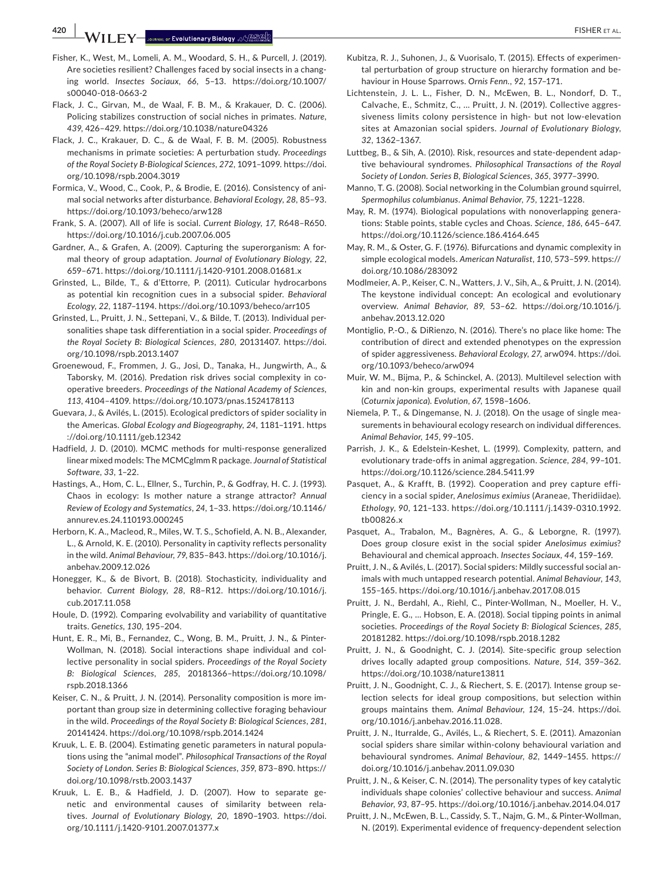Fisher, K., West, M., Lomeli, A. M., Woodard, S. H., & Purcell, J. (2019). Are societies resilient? Challenges faced by social insects in a changing world. *Insectes Sociaux*, *66*, 5–13. https://doi.org/10.1007/s00040-018-0663-2

Flack, J. C., Girvan, M., de Waal, F. B. M., & Krakauer, D. C. (2006). Policing stabilizes construction of social niches in primates. *Nature*, *439*, 426–429. https://doi.org/10.1038/nature04326

Flack, J. C., Krakauer, D. C., & de Waal, F. B. M. (2005). Robustness mechanisms in primate societies: A perturbation study. *Proceedings of the Royal Society B-Biological Sciences*, *272*, 1091–1099. https://doi.org/10.1098/rspb.2004.3019

Formica, V., Wood, C., Cook, P., & Brodie, E. (2016). Consistency of animal social networks after disturbance. *Behavioral Ecology*, *28*, 85–93. https://doi.org/10.1093/beheco/arw128

Frank, S. A. (2007). All of life is social. *Current Biology*, *17*, R648–R650. https://doi.org/10.1016/j.cub.2007.06.005

Gardner, A., & Grafen, A. (2009). Capturing the superorganism: A formal theory of group adaptation. *Journal of Evolutionary Biology*, *22*, 659–671. https://doi.org/10.1111/j.1420-9101.2008.01681.x

Grinsted, L., Bilde, T., & d'Ettorre, P. (2011). Cuticular hydrocarbons as potential kin recognition cues in a subsocial spider. *Behavioral Ecology*, *22*, 1187–1194. https://doi.org/10.1093/beheco/arr105

Grinsted, L., Pruitt, J. N., Settepani, V., & Bilde, T. (2013). Individual personalities shape task differentiation in a social spider. *Proceedings of the Royal Society B: Biological Sciences*, *280*, 20131407. https://doi.org/10.1098/rspb.2013.1407

Groenewoud, F., Frommen, J. G., Josi, D., Tanaka, H., Jungwirth, A., & Taborsky, M. (2016). Predation risk drives social complexity in cooperative breeders. *Proceedings of the National Academy of Sciences*, *113*, 4104–4109. https://doi.org/10.1073/pnas.1524178113

Guevara, J., & Avilés, L. (2015). Ecological predictors of spider sociality in the Americas. *Global Ecology and Biogeography*, *24*, 1181–1191. https://doi.org/10.1111/geb.12342

Hadfield, J. D. (2010). MCMC methods for multi-response generalized linear mixed models: The MCMCglmm R package. *Journal of Statistical Software*, *33*, 1–22.

Hastings, A., Hom, C. L., Ellner, S., Turchin, P., & Godfray, H. C. J. (1993). Chaos in ecology: Is mother nature a strange attractor? *Annual Review of Ecology and Systematics*, *24*, 1–33. https://doi.org/10.1146/annurev.es.24.110193.000245

Herborn, K. A., Macleod, R., Miles, W. T. S., Schofield, A. N. B., Alexander, L., & Arnold, K. E. (2010). Personality in captivity reflects personality in the wild. *Animal Behaviour*, *79*, 835–843. https://doi.org/10.1016/j.anbehav.2009.12.026

Honegger, K., & de Bivort, B. (2018). Stochasticity, individuality and behavior. *Current Biology*, *28*, R8–R12. https://doi.org/10.1016/j.cub.2017.11.058

Houle, D. (1992). Comparing evolvability and variability of quantitative traits. *Genetics*, *130*, 195–204.

Hunt, E. R., Mi, B., Fernandez, C., Wong, B. M., Pruitt, J. N., & Pinter-Wollman, N. (2018). Social interactions shape individual and collective personality in social spiders. *Proceedings of the Royal Society B: Biological Sciences*, *285*, 20181366–https://doi.org/10.1098/rspb.2018.1366

Keiser, C. N., & Pruitt, J. N. (2014). Personality composition is more important than group size in determining collective foraging behaviour in the wild. *Proceedings of the Royal Society B: Biological Sciences*, *281*, 20141424. https://doi.org/10.1098/rspb.2014.1424

Kruuk, L. E. B. (2004). Estimating genetic parameters in natural populations using the "animal model". *Philosophical Transactions of the Royal Society of London. Series B: Biological Sciences*, *359*, 873–890. https://doi.org/10.1098/rstb.2003.1437

Kruuk, L. E. B., & Hadfield, J. D. (2007). How to separate genetic and environmental causes of similarity between relatives. *Journal of Evolutionary Biology*, *20*, 1890–1903. https://doi.org/10.1111/j.1420-9101.2007.01377.x

Kubitza, R. J., Suhonen, J., & Vuorisalo, T. (2015). Effects of experimental perturbation of group structure on hierarchy formation and behaviour in House Sparrows. *Ornis Fenn.*, *92*, 157–171.

Lichtenstein, J. L. L., Fisher, D. N., McEwen, B. L., Nondorf, D. T., Calvache, E., Schmitz, C., … Pruitt, J. N. (2019). Collective aggressiveness limits colony persistence in high- but not low-elevation sites at Amazonian social spiders. *Journal of Evolutionary Biology*, *32*, 1362–1367.

Luttbeg, B., & Sih, A. (2010). Risk, resources and state-dependent adaptive behavioural syndromes. *Philosophical Transactions of the Royal Society of London. Series B, Biological Sciences*, *365*, 3977–3990.

Manno, T. G. (2008). Social networking in the Columbian ground squirrel, *Spermophilus columbianus*. *Animal Behavior*, *75*, 1221–1228.

May, R. M. (1974). Biological populations with nonoverlapping generations: Stable points, stable cycles and Choas. *Science*, *186*, 645–647. https://doi.org/10.1126/science.186.4164.645

May, R. M., & Oster, G. F. (1976). Bifurcations and dynamic complexity in simple ecological models. *American Naturalist*, *110*, 573–599. https://doi.org/10.1086/283092

Modlmeier, A. P., Keiser, C. N., Watters, J. V., Sih, A., & Pruitt, J. N. (2014). The keystone individual concept: An ecological and evolutionary overview. *Animal Behavior*, *89*, 53–62. https://doi.org/10.1016/j.anbehav.2013.12.020

Montiglio, P.-O., & DiRienzo, N. (2016). There's no place like home: The contribution of direct and extended phenotypes on the expression of spider aggressiveness. *Behavioral Ecology*, *27*, arw094. https://doi.org/10.1093/beheco/arw094

Muir, W. M., Bijma, P., & Schinckel, A. (2013). Multilevel selection with kin and non-kin groups, experimental results with Japanese quail (*Coturnix japonica*). *Evolution*, *67*, 1598–1606.

Niemela, P. T., & Dingemanse, N. J. (2018). On the usage of single measurements in behavioural ecology research on individual differences. *Animal Behavior*, *145*, 99–105.

Parrish, J. K., & Edelstein-Keshet, L. (1999). Complexity, pattern, and evolutionary trade-offs in animal aggregation. *Science*, *284*, 99–101. https://doi.org/10.1126/science.284.5411.99

Pasquet, A., & Krafft, B. (1992). Cooperation and prey capture efficiency in a social spider, *Anelosimus eximius* (Araneae, Theridiidae). *Ethology*, *90*, 121–133. https://doi.org/10.1111/j.1439-0310.1992.tb00826.x

Pasquet, A., Trabalon, M., Bagnères, A. G., & Leborgne, R. (1997). Does group closure exist in the social spider *Anelosimus eximius*? Behavioural and chemical approach. *Insectes Sociaux*, *44*, 159–169.

Pruitt, J. N., & Avilés, L. (2017). Social spiders: Mildly successful social animals with much untapped research potential. *Animal Behaviour*, *143*, 155–165. https://doi.org/10.1016/j.anbehav.2017.08.015

Pruitt, J. N., Berdahl, A., Riehl, C., Pinter-Wollman, N., Moeller, H. V., Pringle, E. G., … Hobson, E. A. (2018). Social tipping points in animal societies. *Proceedings of the Royal Society B: Biological Sciences*, *285*, 20181282. https://doi.org/10.1098/rspb.2018.1282

Pruitt, J. N., & Goodnight, C. J. (2014). Site-specific group selection drives locally adapted group compositions. *Nature*, *514*, 359–362. https://doi.org/10.1038/nature13811

Pruitt, J. N., Goodnight, C. J., & Riechert, S. E. (2017). Intense group selection selects for ideal group compositions, but selection within groups maintains them. *Animal Behaviour*, *124*, 15–24. https://doi.org/10.1016/j.anbehav.2016.11.028.

Pruitt, J. N., Iturralde, G., Avilés, L., & Riechert, S. E. (2011). Amazonian social spiders share similar within-colony behavioural variation and behavioural syndromes. *Animal Behaviour*, *82*, 1449–1455. https://doi.org/10.1016/j.anbehav.2011.09.030

Pruitt, J. N., & Keiser, C. N. (2014). The personality types of key catalytic individuals shape colonies' collective behaviour and success. *Animal Behavior*, *93*, 87–95. https://doi.org/10.1016/j.anbehav.2014.04.017

Pruitt, J. N., McEwen, B. L., Cassidy, S. T., Najm, G. M., & Pinter-Wollman, N. (2019). Experimental evidence of frequency-dependent selection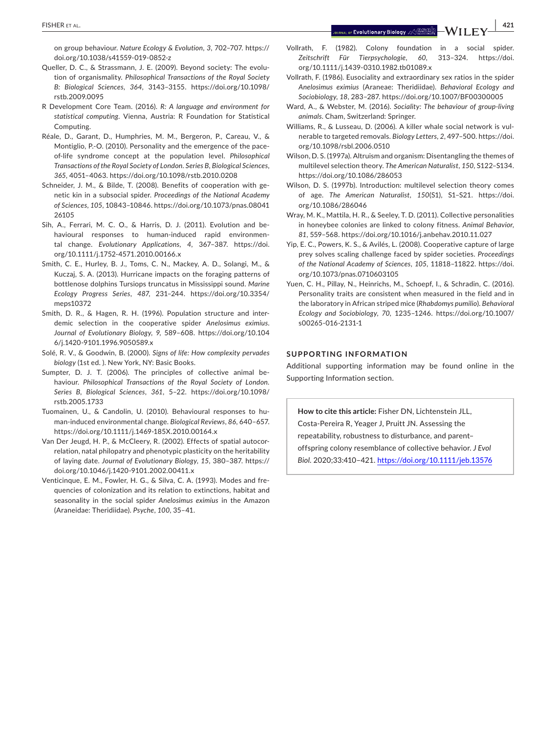on group behaviour. *Nature Ecology & Evolution*, *3*, 702–707. https://doi.org/10.1038/s41559-019-0852-z

Queller, D. C., & Strassmann, J. E. (2009). Beyond society: The evolution of organismality. *Philosophical Transactions of the Royal Society B: Biological Sciences*, *364*, 3143–3155. https://doi.org/10.1098/rstb.2009.0095

R Development Core Team. (2016). *R: A language and environment for statistical computing*. Vienna, Austria: R Foundation for Statistical Computing.

Réale, D., Garant, D., Humphries, M. M., Bergeron, P., Careau, V., & Montiglio, P.-O. (2010). Personality and the emergence of the pace-of-life syndrome concept at the population level. *Philosophical Transactions of the Royal Society of London. Series B, Biological Sciences*, *365*, 4051–4063. https://doi.org/10.1098/rstb.2010.0208

Schneider, J. M., & Bilde, T. (2008). Benefits of cooperation with genetic kin in a subsocial spider. *Proceedings of the National Academy of Sciences*, *105*, 10843–10846. https://doi.org/10.1073/pnas.0804126105

Sih, A., Ferrari, M. C. O., & Harris, D. J. (2011). Evolution and behavioural responses to human-induced rapid environmental change. *Evolutionary Applications*, *4*, 367–387. https://doi.org/10.1111/j.1752-4571.2010.00166.x

Smith, C. E., Hurley, B. J., Toms, C. N., Mackey, A. D., Solangi, M., & Kuczaj, S. A. (2013). Hurricane impacts on the foraging patterns of bottlenose dolphins Tursiops truncatus in Mississippi sound. *Marine Ecology Progress Series*, *487*, 231–244. https://doi.org/10.3354/meps10372

Smith, D. R., & Hagen, R. H. (1996). Population structure and interdemic selection in the cooperative spider *Anelosimus eximius*. *Journal of Evolutionary Biology*, *9*, 589–608. https://doi.org/10.1046/j.1420-9101.1996.9050589.x

Solé, R. V., & Goodwin, B. (2000). *Signs of life: How complexity pervades biology* (1st ed. ). New York, NY: Basic Books.

Sumpter, D. J. T. (2006). The principles of collective animal behaviour. *Philosophical Transactions of the Royal Society of London. Series B, Biological Sciences*, *361*, 5–22. https://doi.org/10.1098/rstb.2005.1733

Tuomainen, U., & Candolin, U. (2010). Behavioural responses to human-induced environmental change. *Biological Reviews*, *86*, 640–657. https://doi.org/10.1111/j.1469-185X.2010.00164.x

Van Der Jeugd, H. P., & McCleery, R. (2002). Effects of spatial autocorrelation, natal philopatry and phenotypic plasticity on the heritability of laying date. *Journal of Evolutionary Biology*, *15*, 380–387. https://doi.org/10.1046/j.1420-9101.2002.00411.x

Venticinque, E. M., Fowler, H. G., & Silva, C. A. (1993). Modes and frequencies of colonization and its relation to extinctions, habitat and seasonality in the social spider *Anelosimus eximius* in the Amazon (Araneidae: Theridiidae). *Psyche*, *100*, 35–41.

Vollrath, F. (1982). Colony foundation in a social spider. *Zeitschrift Für Tierpsychologie*, *60*, 313–324. https://doi.org/10.1111/j.1439-0310.1982.tb01089.x

Vollrath, F. (1986). Eusociality and extraordinary sex ratios in the spider *Anelosimus eximius* (Araneae: Theridiidae). *Behavioral Ecology and Sociobiology*, *18*, 283–287. https://doi.org/10.1007/BF00300005

Ward, A., & Webster, M. (2016). *Sociality: The behaviour of group-living animals*. Cham, Switzerland: Springer.

Williams, R., & Lusseau, D. (2006). A killer whale social network is vulnerable to targeted removals. *Biology Letters*, *2*, 497–500. https://doi.org/10.1098/rsbl.2006.0510

Wilson, D. S. (1997a). Altruism and organism: Disentangling the themes of multilevel selection theory. *The American Naturalist*, *150*, S122–S134. https://doi.org/10.1086/286053

Wilson, D. S. (1997b). Introduction: multilevel selection theory comes of age. *The American Naturalist*, *150*(S1), S1–S21. https://doi.org/10.1086/286046

Wray, M. K., Mattila, H. R., & Seeley, T. D. (2011). Collective personalities in honeybee colonies are linked to colony fitness. *Animal Behavior*, *81*, 559–568. https://doi.org/10.1016/j.anbehav.2010.11.027

Yip, E. C., Powers, K. S., & Avilés, L. (2008). Cooperative capture of large prey solves scaling challenge faced by spider societies. *Proceedings of the National Academy of Sciences*, *105*, 11818–11822. https://doi.org/10.1073/pnas.0710603105

Yuen, C. H., Pillay, N., Heinrichs, M., Schoepf, I., & Schradin, C. (2016). Personality traits are consistent when measured in the field and in the laboratory in African striped mice (*Rhabdomys pumilio*). *Behavioral Ecology and Sociobiology*, *70*, 1235–1246. https://doi.org/10.1007/s00265-016-2131-1

## SUPPORTING INFORMATION

Additional supporting information may be found online in the Supporting Information section.

**How to cite this article:** Fisher DN, Lichtenstein JLL, Costa-Pereira R, Yeager J, Pruitt JN. Assessing the repeatability, robustness to disturbance, and parent–offspring colony resemblance of collective behavior. *J Evol Biol*. 2020;33:410–421. https://doi.org/10.1111/jeb.13576